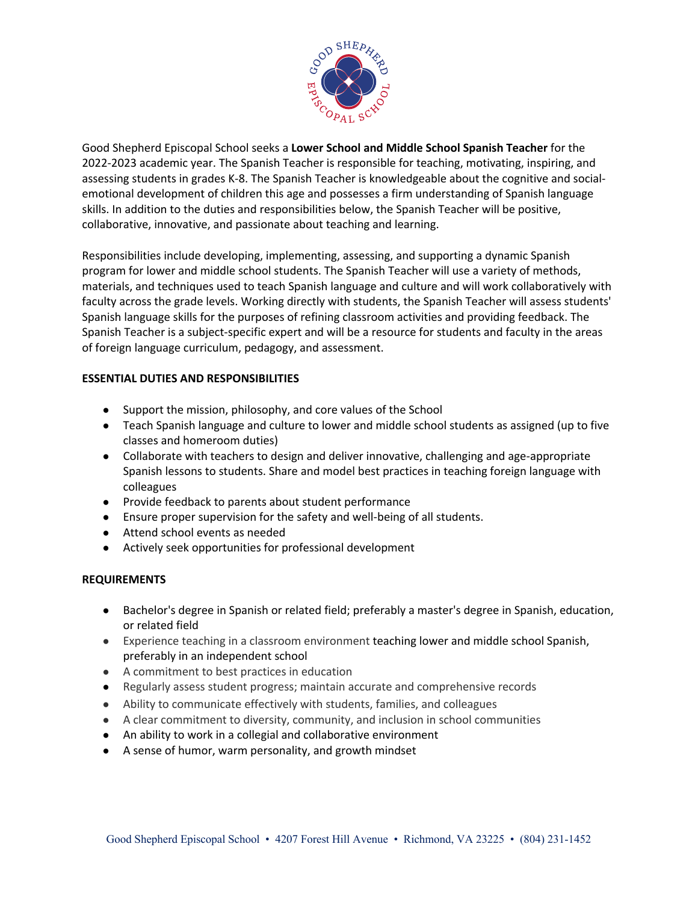Good Shepherd Episcopal School seeks a **Lower School and Middle School Spanish Teacher** for the 2022-2023 academic year. The Spanish Teacher is responsible for teaching, motivating, inspiring, and assessing students in grades K-8. The Spanish Teacher is knowledgeable about the cognitive and social-emotional development of children this age and possesses a firm understanding of Spanish language skills. In addition to the duties and responsibilities below, the Spanish Teacher will be positive, collaborative, innovative, and passionate about teaching and learning.

Responsibilities include developing, implementing, assessing, and supporting a dynamic Spanish program for lower and middle school students. The Spanish Teacher will use a variety of methods, materials, and techniques used to teach Spanish language and culture and will work collaboratively with faculty across the grade levels. Working directly with students, the Spanish Teacher will assess students' Spanish language skills for the purposes of refining classroom activities and providing feedback. The Spanish Teacher is a subject-specific expert and will be a resource for students and faculty in the areas of foreign language curriculum, pedagogy, and assessment.

**ESSENTIAL DUTIES AND RESPONSIBILITIES**

- Support the mission, philosophy, and core values of the School
- Teach Spanish language and culture to lower and middle school students as assigned (up to five classes and homeroom duties)
- Collaborate with teachers to design and deliver innovative, challenging and age-appropriate Spanish lessons to students. Share and model best practices in teaching foreign language with colleagues
- Provide feedback to parents about student performance
- Ensure proper supervision for the safety and well-being of all students.
- Attend school events as needed
- Actively seek opportunities for professional development

**REQUIREMENTS**

- Bachelor's degree in Spanish or related field; preferably a master's degree in Spanish, education, or related field
- Experience teaching in a classroom environment teaching lower and middle school Spanish, preferably in an independent school
- A commitment to best practices in education
- Regularly assess student progress; maintain accurate and comprehensive records
- Ability to communicate effectively with students, families, and colleagues
- A clear commitment to diversity, community, and inclusion in school communities
- An ability to work in a collegial and collaborative environment
- A sense of humor, warm personality, and growth mindset

Good Shepherd Episcopal School • 4207 Forest Hill Avenue • Richmond, VA 23225 • (804) 231-1452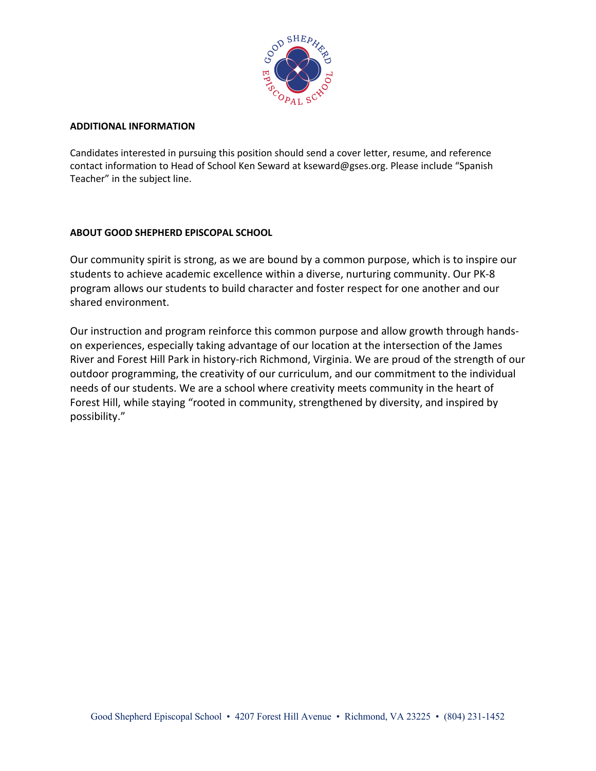## ADDITIONAL INFORMATION

Candidates interested in pursuing this position should send a cover letter, resume, and reference contact information to Head of School Ken Seward at kseward@gses.org. Please include "Spanish Teacher" in the subject line.

## ABOUT GOOD SHEPHERD EPISCOPAL SCHOOL

Our community spirit is strong, as we are bound by a common purpose, which is to inspire our students to achieve academic excellence within a diverse, nurturing community. Our PK-8 program allows our students to build character and foster respect for one another and our shared environment.

Our instruction and program reinforce this common purpose and allow growth through hands-on experiences, especially taking advantage of our location at the intersection of the James River and Forest Hill Park in history-rich Richmond, Virginia. We are proud of the strength of our outdoor programming, the creativity of our curriculum, and our commitment to the individual needs of our students. We are a school where creativity meets community in the heart of Forest Hill, while staying "rooted in community, strengthened by diversity, and inspired by possibility."